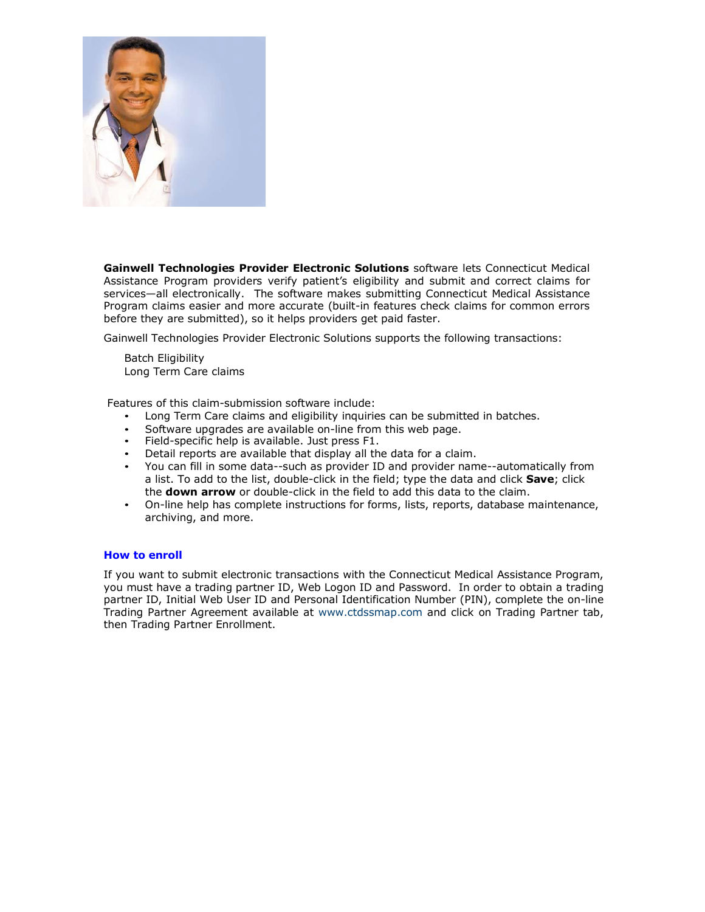**Gainwell Technologies Provider Electronic Solutions** software lets Connecticut Medical Assistance Program providers verify patient's eligibility and submit and correct claims for services—all electronically. The software makes submitting Connecticut Medical Assistance Program claims easier and more accurate (built-in features check claims for common errors before they are submitted), so it helps providers get paid faster.

Gainwell Technologies Provider Electronic Solutions supports the following transactions:

Batch Eligibility
Long Term Care claims

Features of this claim-submission software include:

- Long Term Care claims and eligibility inquiries can be submitted in batches.
- Software upgrades are available on-line from this web page.
- Field-specific help is available. Just press F1.
- Detail reports are available that display all the data for a claim.
- You can fill in some data--such as provider ID and provider name--automatically from a list. To add to the list, double-click in the field; type the data and click **Save**; click the **down arrow** or double-click in the field to add this data to the claim.
- On-line help has complete instructions for forms, lists, reports, database maintenance, archiving, and more.

## How to enroll

If you want to submit electronic transactions with the Connecticut Medical Assistance Program, you must have a trading partner ID, Web Logon ID and Password. In order to obtain a trading partner ID, Initial Web User ID and Personal Identification Number (PIN), complete the on-line Trading Partner Agreement available at www.ctdssmap.com and click on Trading Partner tab, then Trading Partner Enrollment.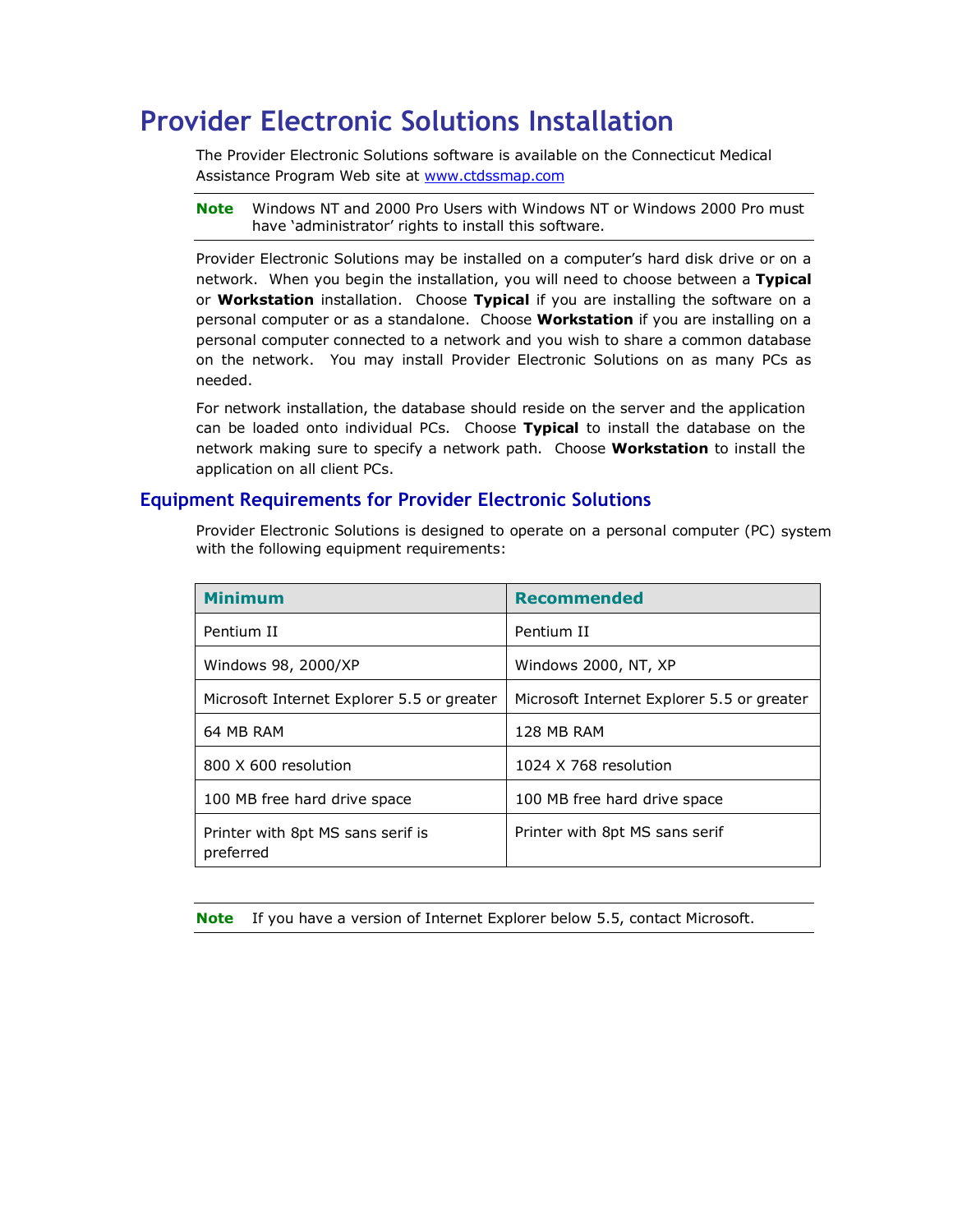# Provider Electronic Solutions Installation

The Provider Electronic Solutions software is available on the Connecticut Medical Assistance Program Web site at [www.ctdssmap.com](www.ctdssmap.com)

**Note** Windows NT and 2000 Pro Users with Windows NT or Windows 2000 Pro must have 'administrator' rights to install this software.

Provider Electronic Solutions may be installed on a computer's hard disk drive or on a network. When you begin the installation, you will need to choose between a **Typical** or **Workstation** installation. Choose **Typical** if you are installing the software on a personal computer or as a standalone. Choose **Workstation** if you are installing on a personal computer connected to a network and you wish to share a common database on the network. You may install Provider Electronic Solutions on as many PCs as needed.

For network installation, the database should reside on the server and the application can be loaded onto individual PCs. Choose **Typical** to install the database on the network making sure to specify a network path. Choose **Workstation** to install the application on all client PCs.

## Equipment Requirements for Provider Electronic Solutions

Provider Electronic Solutions is designed to operate on a personal computer (PC) system with the following equipment requirements:

| Minimum | Recommended |
|---|---|
| Pentium II | Pentium II |
| Windows 98, 2000/XP | Windows 2000, NT, XP |
| Microsoft Internet Explorer 5.5 or greater | Microsoft Internet Explorer 5.5 or greater |
| 64 MB RAM | 128 MB RAM |
| 800 X 600 resolution | 1024 X 768 resolution |
| 100 MB free hard drive space | 100 MB free hard drive space |
| Printer with 8pt MS sans serif is preferred | Printer with 8pt MS sans serif |

**Note** If you have a version of Internet Explorer below 5.5, contact Microsoft.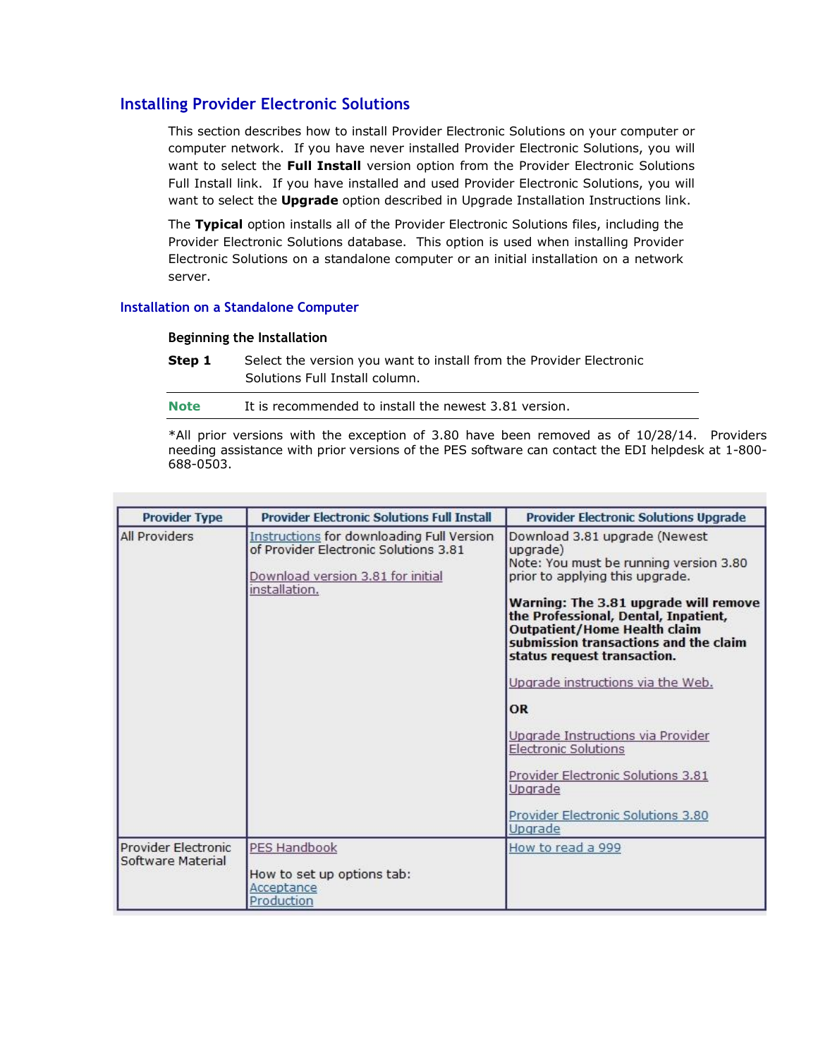## Installing Provider Electronic Solutions

This section describes how to install Provider Electronic Solutions on your computer or computer network. If you have never installed Provider Electronic Solutions, you will want to select the **Full Install** version option from the Provider Electronic Solutions Full Install link. If you have installed and used Provider Electronic Solutions, you will want to select the **Upgrade** option described in Upgrade Installation Instructions link.

The **Typical** option installs all of the Provider Electronic Solutions files, including the Provider Electronic Solutions database. This option is used when installing Provider Electronic Solutions on a standalone computer or an initial installation on a network server.

### Installation on a Standalone Computer

#### Beginning the Installation

**Step 1** Select the version you want to install from the Provider Electronic Solutions Full Install column.

---

**Note** It is recommended to install the newest 3.81 version.

---

*All prior versions with the exception of 3.80 have been removed as of 10/28/14. Providers needing assistance with prior versions of the PES software can contact the EDI helpdesk at 1-800-688-0503.

| Provider Type | Provider Electronic Solutions Full Install | Provider Electronic Solutions Upgrade |
|---|---|---|
| All Providers | Instructions for downloading Full Version of Provider Electronic Solutions 3.81<br><br>Download version 3.81 for initial installation. | Download 3.81 upgrade (Newest upgrade)<br>Note: You must be running version 3.80 prior to applying this upgrade.<br><br>**Warning: The 3.81 upgrade will remove the Professional, Dental, Inpatient, Outpatient/Home Health claim submission transactions and the claim status request transaction.**<br><br>Upgrade instructions via the Web.<br><br>**OR**<br><br>Upgrade Instructions via Provider Electronic Solutions<br><br>Provider Electronic Solutions 3.81 Upgrade<br><br>Provider Electronic Solutions 3.80 Upgrade |
| Provider Electronic Software Material | PES Handbook<br><br>How to set up options tab:<br>Acceptance<br>Production | How to read a 999 |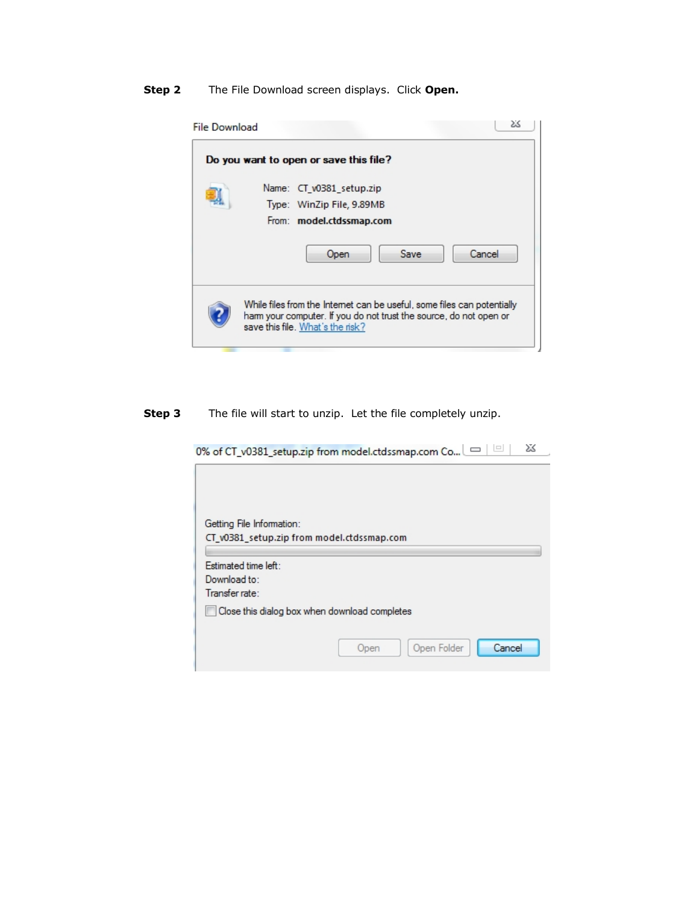**Step 2** The File Download screen displays. Click **Open.**

File Download

**Do you want to open or save this file?**

Name: CT_v0381_setup.zip

Type: WinZip File, 9.89MB

From: **model.ctdssmap.com**

Open Save Cancel

While files from the Internet can be useful, some files can potentially harm your computer. If you do not trust the source, do not open or save this file. What's the risk?

**Step 3** The file will start to unzip. Let the file completely unzip.

0% of CT_v0381_setup.zip from model.ctdssmap.com Co...

Getting File Information:

CT_v0381_setup.zip from model.ctdssmap.com

Estimated time left:

Download to:

Transfer rate:

Close this dialog box when download completes

Open Open Folder Cancel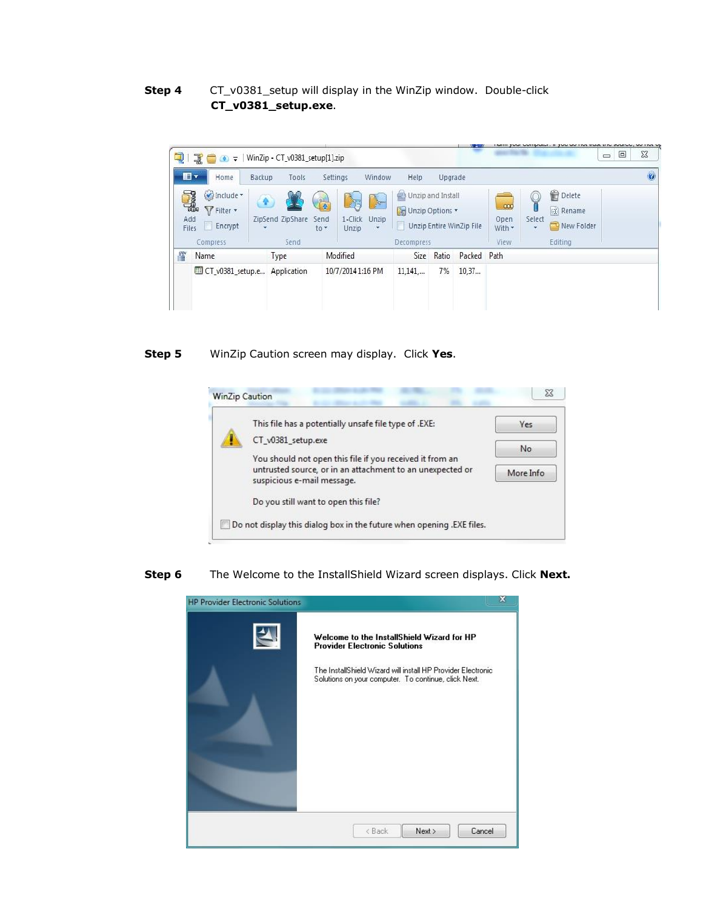**Step 4** CT_v0381_setup will display in the WinZip window. Double-click **CT_v0381_setup.exe**.

**Step 5** WinZip Caution screen may display. Click **Yes**.

**Step 6** The Welcome to the InstallShield Wizard screen displays. Click **Next.**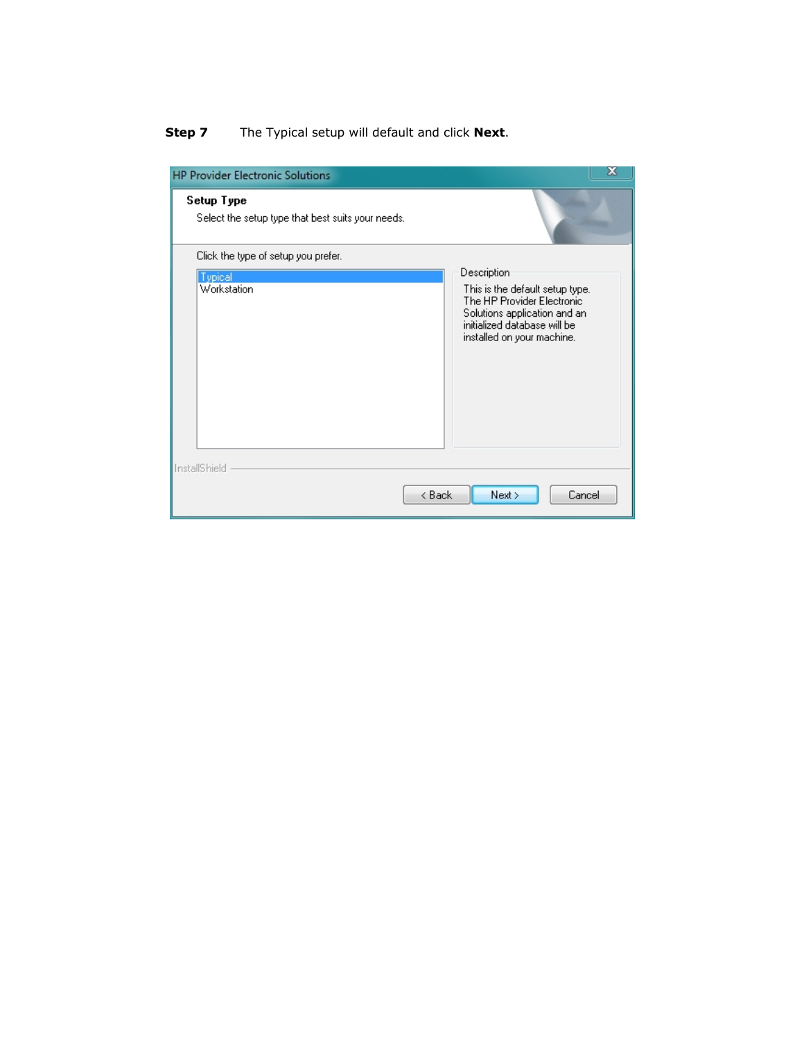**Step 7** The Typical setup will default and click **Next**.

HP Provider Electronic Solutions

**Setup Type**

Select the setup type that best suits your needs.

Click the type of setup you prefer.

Typical
Workstation

Description

This is the default setup type. The HP Provider Electronic Solutions application and an initialized database will be installed on your machine.

InstallShield

< Back | Next > | Cancel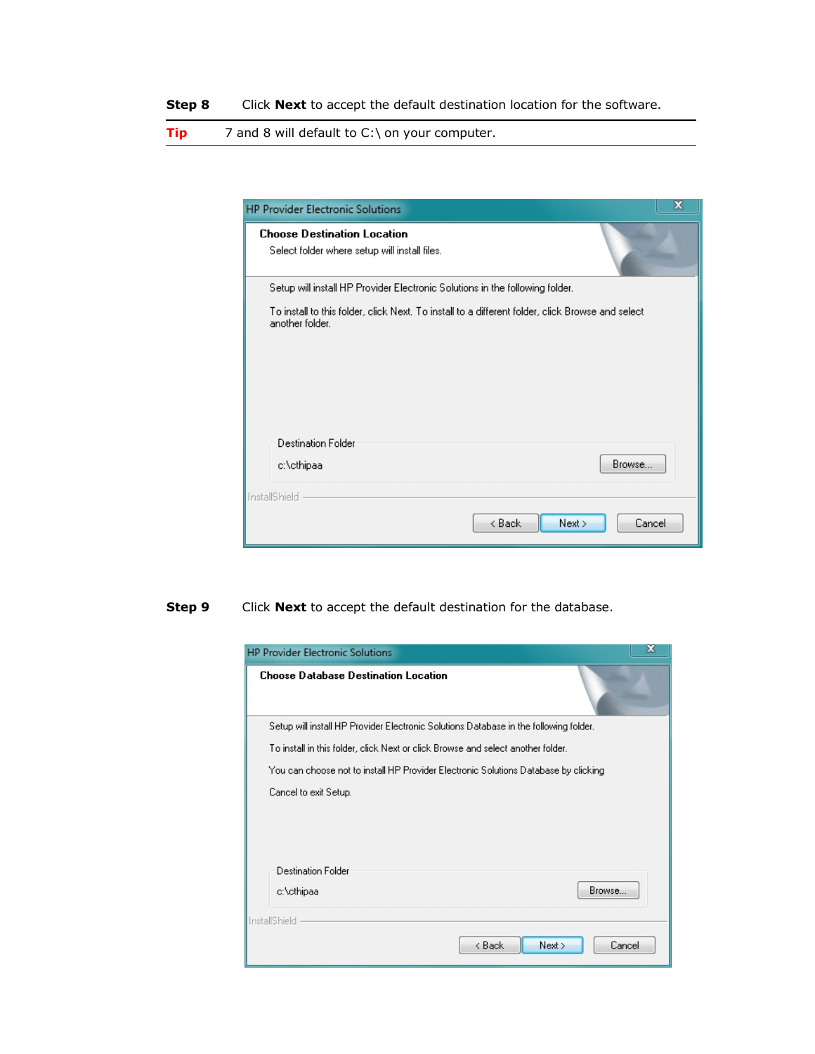**Step 8** Click **Next** to accept the default destination location for the software.

**Tip** 7 and 8 will default to C:\ on your computer.

HP Provider Electronic Solutions

**Choose Destination Location**

Select folder where setup will install files.

Setup will install HP Provider Electronic Solutions in the following folder.

To install to this folder, click Next. To install to a different folder, click Browse and select another folder.

Destination Folder

c:\cthipaa

Browse...

InstallShield

< Back | Next > | Cancel

**Step 9** Click **Next** to accept the default destination for the database.

HP Provider Electronic Solutions

**Choose Database Destination Location**

Setup will install HP Provider Electronic Solutions Database in the following folder.

To install in this folder, click Next or click Browse and select another folder.

You can choose not to install HP Provider Electronic Solutions Database by clicking

Cancel to exit Setup.

Destination Folder

c:\cthipaa

Browse...

InstallShield

< Back | Next > | Cancel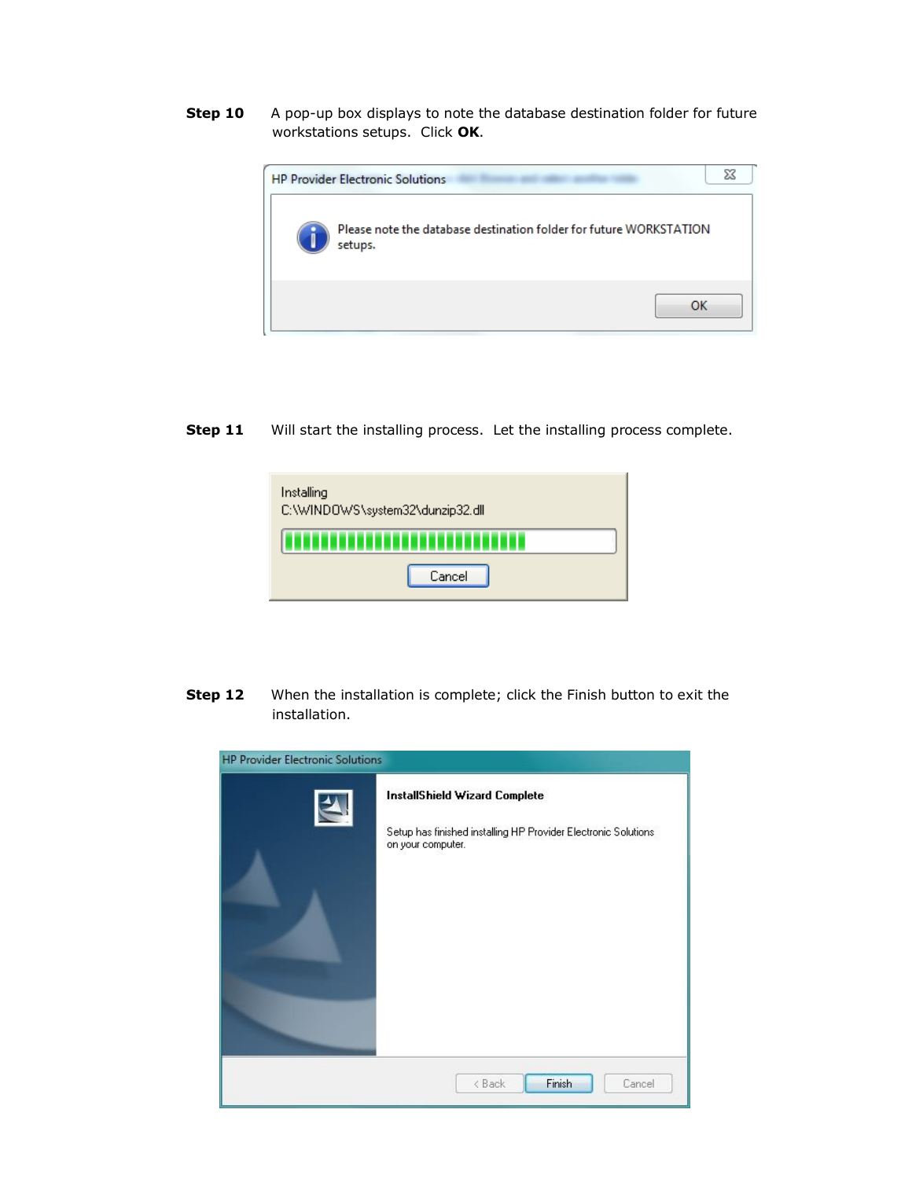**Step 10** A pop-up box displays to note the database destination folder for future workstations setups. Click **OK**.

HP Provider Electronic Solutions

Please note the database destination folder for future WORKSTATION setups.

OK

**Step 11** Will start the installing process. Let the installing process complete.

Installing
C:\WINDOWS\system32\dunzip32.dll

Cancel

**Step 12** When the installation is complete; click the Finish button to exit the installation.

HP Provider Electronic Solutions

**InstallShield Wizard Complete**

Setup has finished installing HP Provider Electronic Solutions on your computer.

< Back Finish Cancel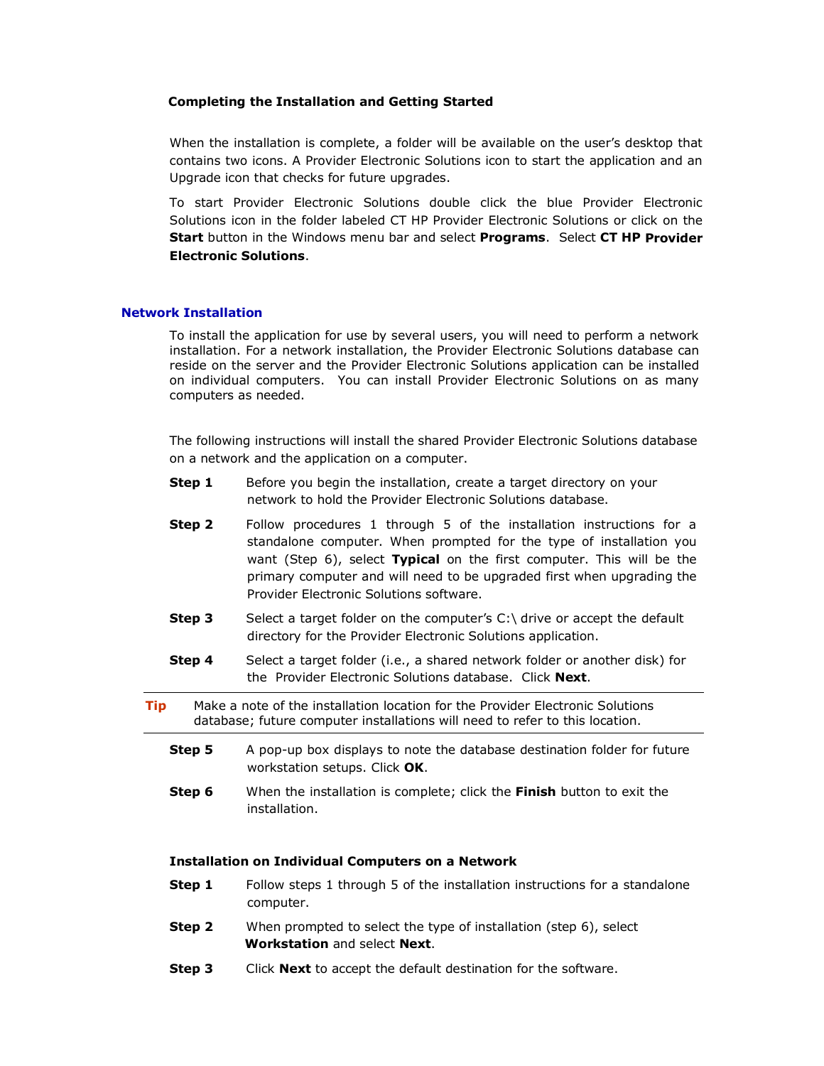### Completing the Installation and Getting Started

When the installation is complete, a folder will be available on the user's desktop that contains two icons. A Provider Electronic Solutions icon to start the application and an Upgrade icon that checks for future upgrades.

To start Provider Electronic Solutions double click the blue Provider Electronic Solutions icon in the folder labeled CT HP Provider Electronic Solutions or click on the **Start** button in the Windows menu bar and select **Programs**. Select **CT HP Provider Electronic Solutions**.

## Network Installation

To install the application for use by several users, you will need to perform a network installation. For a network installation, the Provider Electronic Solutions database can reside on the server and the Provider Electronic Solutions application can be installed on individual computers. You can install Provider Electronic Solutions on as many computers as needed.

The following instructions will install the shared Provider Electronic Solutions database on a network and the application on a computer.

**Step 1** Before you begin the installation, create a target directory on your network to hold the Provider Electronic Solutions database.

**Step 2** Follow procedures 1 through 5 of the installation instructions for a standalone computer. When prompted for the type of installation you want (Step 6), select **Typical** on the first computer. This will be the primary computer and will need to be upgraded first when upgrading the Provider Electronic Solutions software.

**Step 3** Select a target folder on the computer's C:\ drive or accept the default directory for the Provider Electronic Solutions application.

**Step 4** Select a target folder (i.e., a shared network folder or another disk) for the Provider Electronic Solutions database. Click **Next**.

---

**Tip** Make a note of the installation location for the Provider Electronic Solutions database; future computer installations will need to refer to this location.

---

**Step 5** A pop-up box displays to note the database destination folder for future workstation setups. Click **OK**.

**Step 6** When the installation is complete; click the **Finish** button to exit the installation.

### Installation on Individual Computers on a Network

**Step 1** Follow steps 1 through 5 of the installation instructions for a standalone computer.

**Step 2** When prompted to select the type of installation (step 6), select **Workstation** and select **Next**.

**Step 3** Click **Next** to accept the default destination for the software.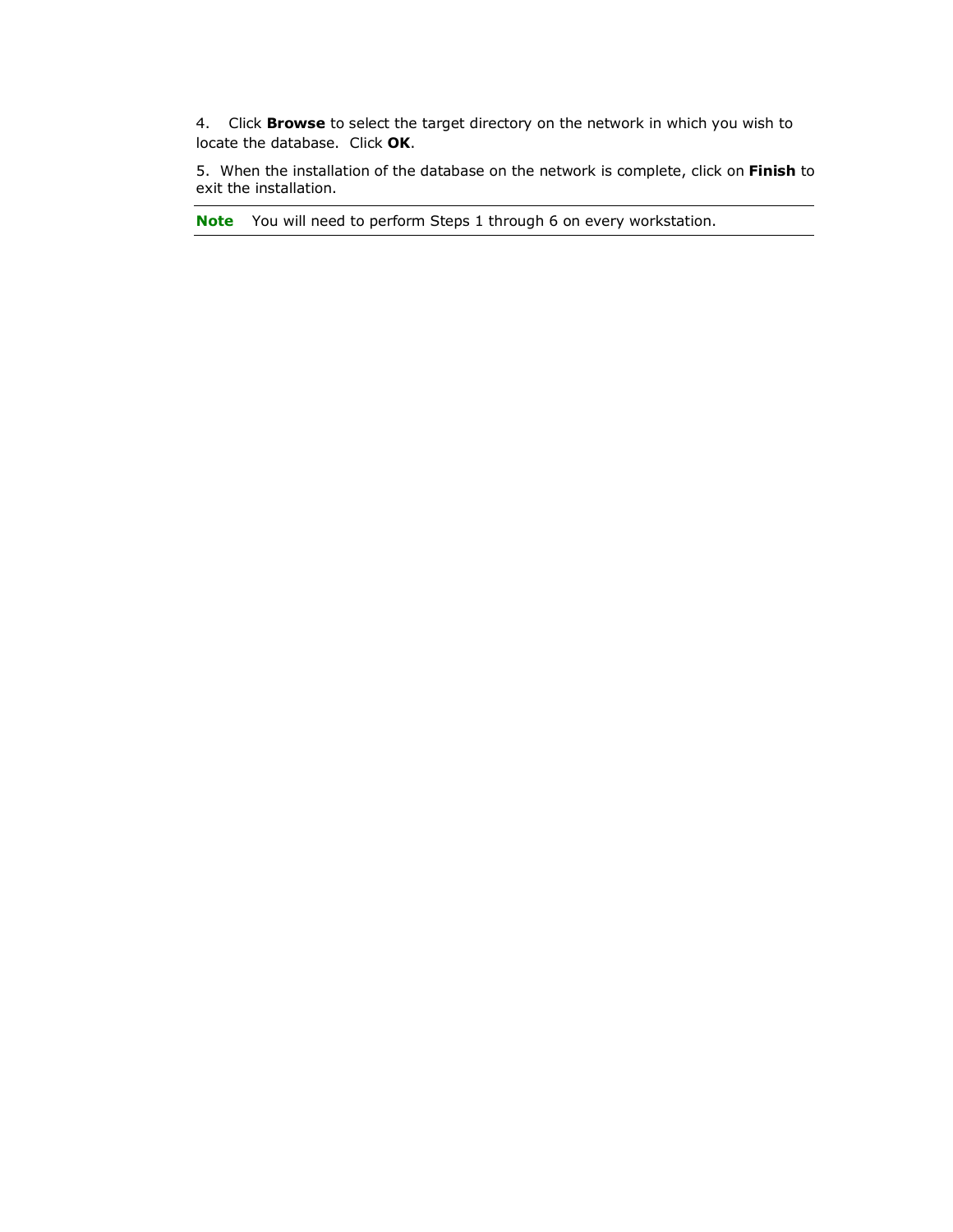4. Click **Browse** to select the target directory on the network in which you wish to locate the database. Click **OK**.

5. When the installation of the database on the network is complete, click on **Finish** to exit the installation.

---

**Note** You will need to perform Steps 1 through 6 on every workstation.

---